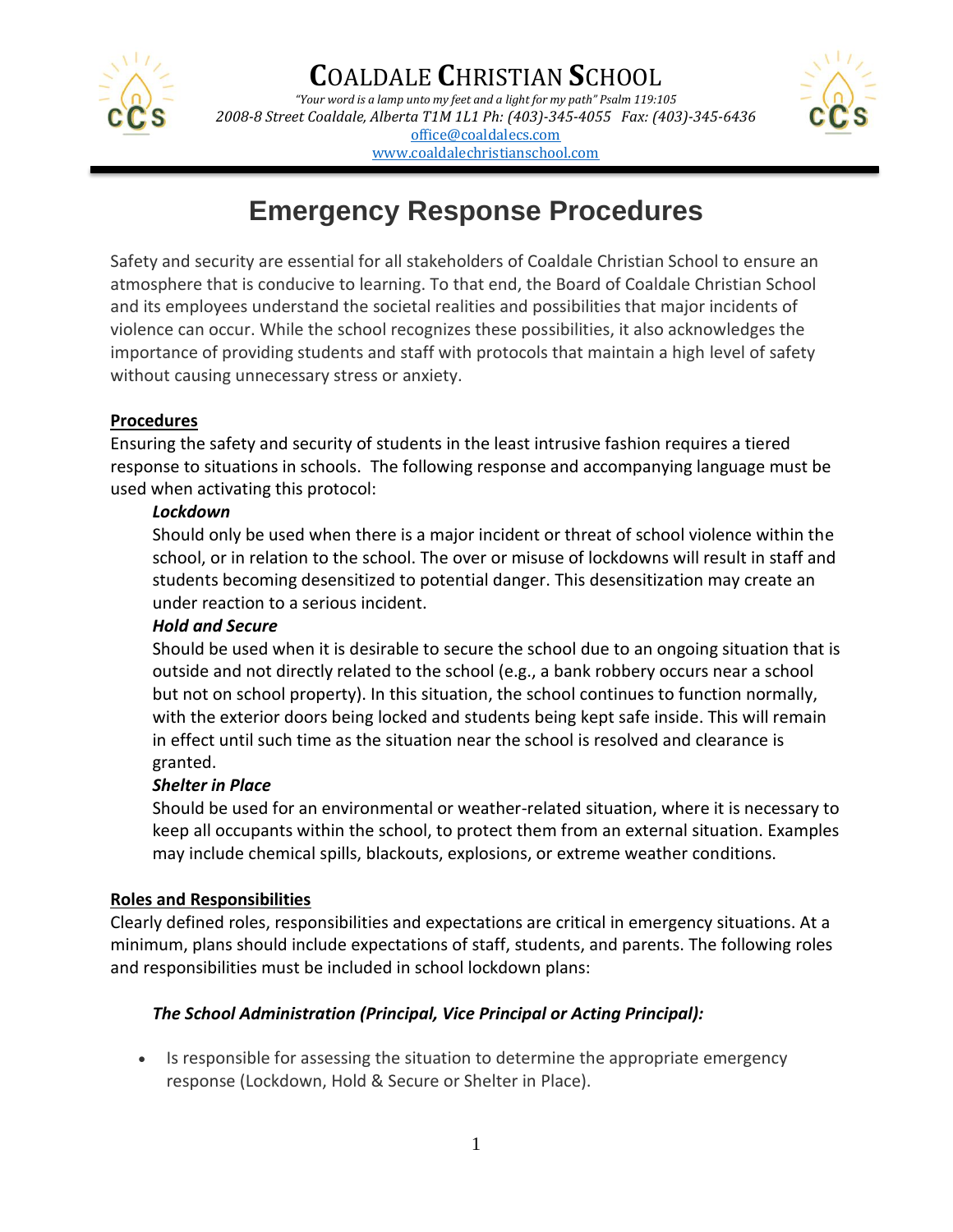# Coaldale Christian School

*"Your word is a lamp unto my feet and a light for my path" Psalm 119:105*

*2008-8 Street Coaldale, Alberta T1M 1L1 Ph: (403)-345-4055 Fax: (403)-345-6436*

office@coaldalecs.com

www.coaldalechristianschool.com

## Emergency Response Procedures

Safety and security are essential for all stakeholders of Coaldale Christian School to ensure an atmosphere that is conducive to learning. To that end, the Board of Coaldale Christian School and its employees understand the societal realities and possibilities that major incidents of violence can occur. While the school recognizes these possibilities, it also acknowledges the importance of providing students and staff with protocols that maintain a high level of safety without causing unnecessary stress or anxiety.

### Procedures

Ensuring the safety and security of students in the least intrusive fashion requires a tiered response to situations in schools. The following response and accompanying language must be used when activating this protocol:

***Lockdown***

Should only be used when there is a major incident or threat of school violence within the school, or in relation to the school. The over or misuse of lockdowns will result in staff and students becoming desensitized to potential danger. This desensitization may create an under reaction to a serious incident.

***Hold and Secure***

Should be used when it is desirable to secure the school due to an ongoing situation that is outside and not directly related to the school (e.g., a bank robbery occurs near a school but not on school property). In this situation, the school continues to function normally, with the exterior doors being locked and students being kept safe inside. This will remain in effect until such time as the situation near the school is resolved and clearance is granted.

***Shelter in Place***

Should be used for an environmental or weather-related situation, where it is necessary to keep all occupants within the school, to protect them from an external situation. Examples may include chemical spills, blackouts, explosions, or extreme weather conditions.

### Roles and Responsibilities

Clearly defined roles, responsibilities and expectations are critical in emergency situations. At a minimum, plans should include expectations of staff, students, and parents. The following roles and responsibilities must be included in school lockdown plans:

***The School Administration (Principal, Vice Principal or Acting Principal):***

- Is responsible for assessing the situation to determine the appropriate emergency response (Lockdown, Hold & Secure or Shelter in Place).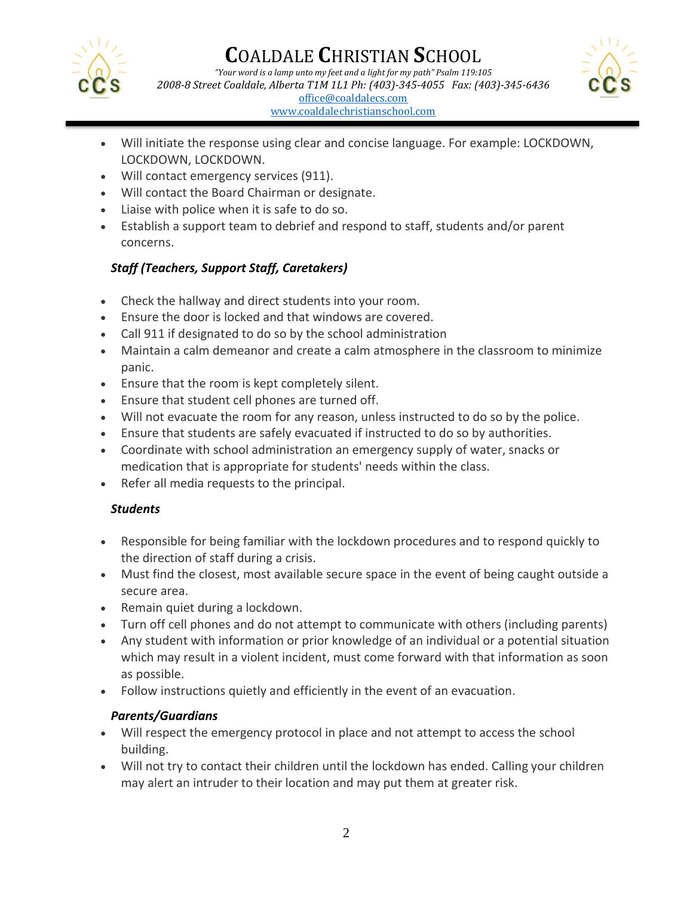- Will initiate the response using clear and concise language. For example: LOCKDOWN, LOCKDOWN, LOCKDOWN.
- Will contact emergency services (911).
- Will contact the Board Chairman or designate.
- Liaise with police when it is safe to do so.
- Establish a support team to debrief and respond to staff, students and/or parent concerns.

***Staff (Teachers, Support Staff, Caretakers)***

- Check the hallway and direct students into your room.
- Ensure the door is locked and that windows are covered.
- Call 911 if designated to do so by the school administration
- Maintain a calm demeanor and create a calm atmosphere in the classroom to minimize panic.
- Ensure that the room is kept completely silent.
- Ensure that student cell phones are turned off.
- Will not evacuate the room for any reason, unless instructed to do so by the police.
- Ensure that students are safely evacuated if instructed to do so by authorities.
- Coordinate with school administration an emergency supply of water, snacks or medication that is appropriate for students' needs within the class.
- Refer all media requests to the principal.

***Students***

- Responsible for being familiar with the lockdown procedures and to respond quickly to the direction of staff during a crisis.
- Must find the closest, most available secure space in the event of being caught outside a secure area.
- Remain quiet during a lockdown.
- Turn off cell phones and do not attempt to communicate with others (including parents)
- Any student with information or prior knowledge of an individual or a potential situation which may result in a violent incident, must come forward with that information as soon as possible.
- Follow instructions quietly and efficiently in the event of an evacuation.

***Parents/Guardians***

- Will respect the emergency protocol in place and not attempt to access the school building.
- Will not try to contact their children until the lockdown has ended. Calling your children may alert an intruder to their location and may put them at greater risk.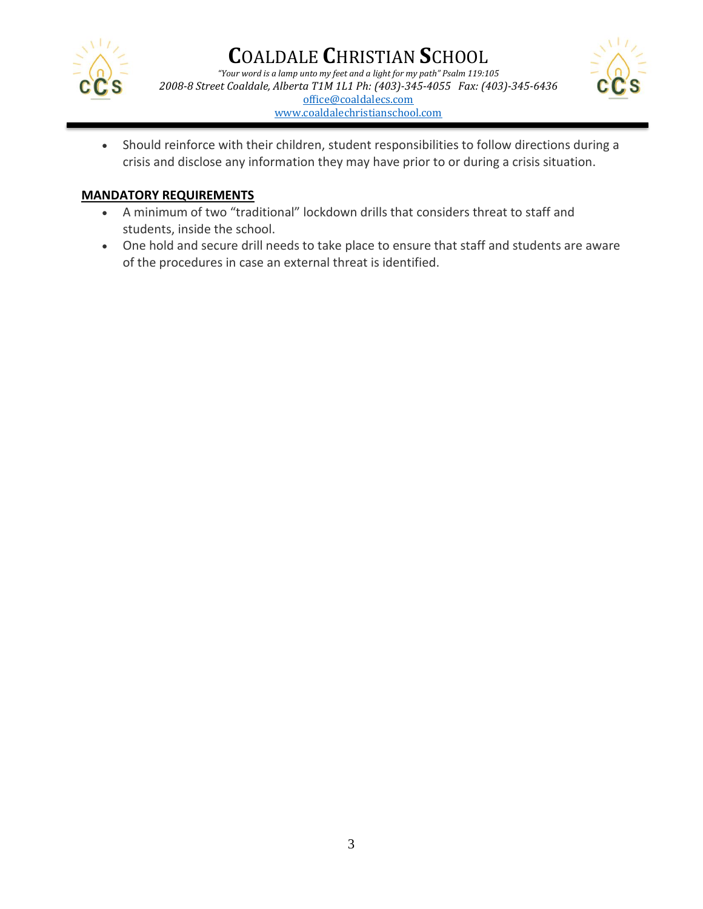- Should reinforce with their children, student responsibilities to follow directions during a crisis and disclose any information they may have prior to or during a crisis situation.

**MANDATORY REQUIREMENTS**

- A minimum of two "traditional" lockdown drills that considers threat to staff and students, inside the school.
- One hold and secure drill needs to take place to ensure that staff and students are aware of the procedures in case an external threat is identified.